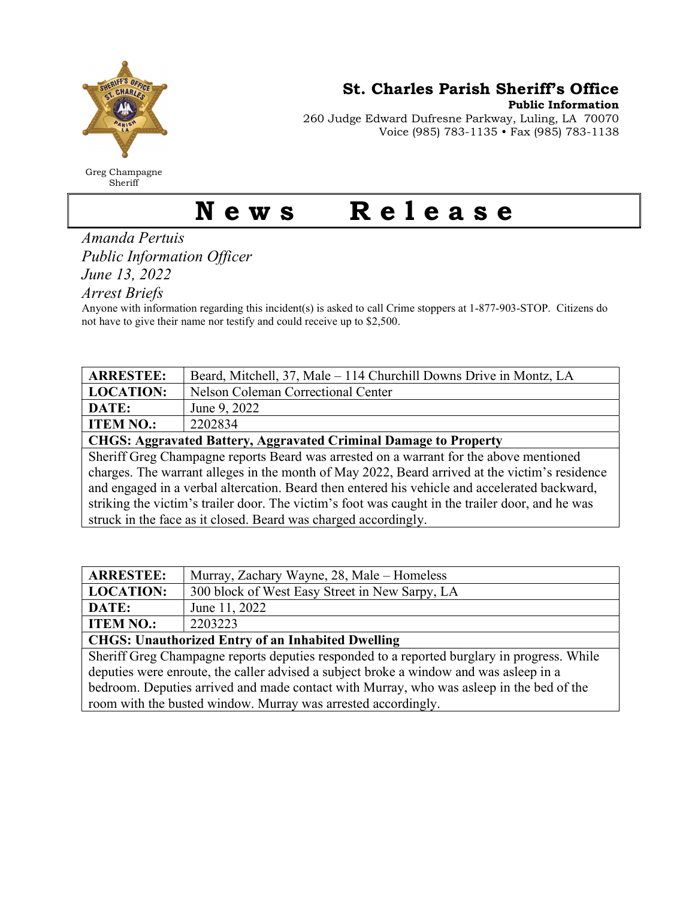Greg Champagne
Sheriff

**St. Charles Parish Sheriff's Office**
**Public Information**
260 Judge Edward Dufresne Parkway, Luling, LA 70070
Voice (985) 783-1135 • Fax (985) 783-1138

# News Release

*Amanda Pertuis*
*Public Information Officer*
*June 13, 2022*
*Arrest Briefs*

Anyone with information regarding this incident(s) is asked to call Crime stoppers at 1-877-903-STOP. Citizens do not have to give their name nor testify and could receive up to $2,500.

| **ARRESTEE:** | Beard, Mitchell, 37, Male – 114 Churchill Downs Drive in Montz, LA |
|---|---|
| **LOCATION:** | Nelson Coleman Correctional Center |
| **DATE:** | June 9, 2022 |
| **ITEM NO.:** | 2202834 |
| **CHGS: Aggravated Battery, Aggravated Criminal Damage to Property** | |

Sheriff Greg Champagne reports Beard was arrested on a warrant for the above mentioned charges. The warrant alleges in the month of May 2022, Beard arrived at the victim's residence and engaged in a verbal altercation. Beard then entered his vehicle and accelerated backward, striking the victim's trailer door. The victim's foot was caught in the trailer door, and he was struck in the face as it closed. Beard was charged accordingly.

| **ARRESTEE:** | Murray, Zachary Wayne, 28, Male – Homeless |
|---|---|
| **LOCATION:** | 300 block of West Easy Street in New Sarpy, LA |
| **DATE:** | June 11, 2022 |
| **ITEM NO.:** | 2203223 |
| **CHGS: Unauthorized Entry of an Inhabited Dwelling** | |

Sheriff Greg Champagne reports deputies responded to a reported burglary in progress. While deputies were enroute, the caller advised a subject broke a window and was asleep in a bedroom. Deputies arrived and made contact with Murray, who was asleep in the bed of the room with the busted window. Murray was arrested accordingly.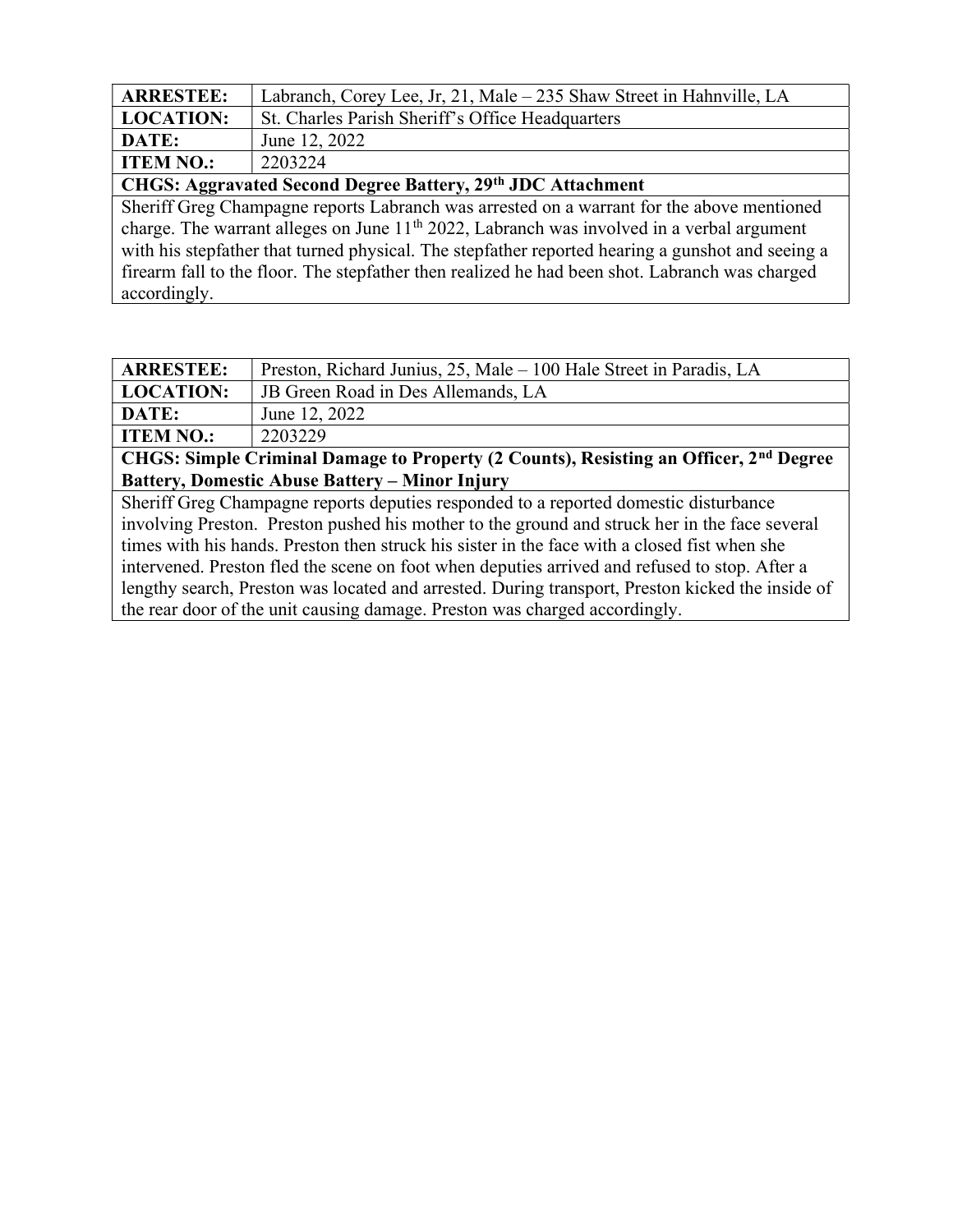| | |
|---|---|
| **ARRESTEE:** | Labranch, Corey Lee, Jr, 21, Male – 235 Shaw Street in Hahnville, LA |
| **LOCATION:** | St. Charles Parish Sheriff's Office Headquarters |
| **DATE:** | June 12, 2022 |
| **ITEM NO.:** | 2203224 |
| **CHGS: Aggravated Second Degree Battery, 29th JDC Attachment** | |
| Sheriff Greg Champagne reports Labranch was arrested on a warrant for the above mentioned charge. The warrant alleges on June 11th 2022, Labranch was involved in a verbal argument with his stepfather that turned physical. The stepfather reported hearing a gunshot and seeing a firearm fall to the floor. The stepfather then realized he had been shot. Labranch was charged accordingly. | |

| | |
|---|---|
| **ARRESTEE:** | Preston, Richard Junius, 25, Male – 100 Hale Street in Paradis, LA |
| **LOCATION:** | JB Green Road in Des Allemands, LA |
| **DATE:** | June 12, 2022 |
| **ITEM NO.:** | 2203229 |
| **CHGS: Simple Criminal Damage to Property (2 Counts), Resisting an Officer, 2nd Degree Battery, Domestic Abuse Battery – Minor Injury** | |
| Sheriff Greg Champagne reports deputies responded to a reported domestic disturbance involving Preston. Preston pushed his mother to the ground and struck her in the face several times with his hands. Preston then struck his sister in the face with a closed fist when she intervened. Preston fled the scene on foot when deputies arrived and refused to stop. After a lengthy search, Preston was located and arrested. During transport, Preston kicked the inside of the rear door of the unit causing damage. Preston was charged accordingly. | |